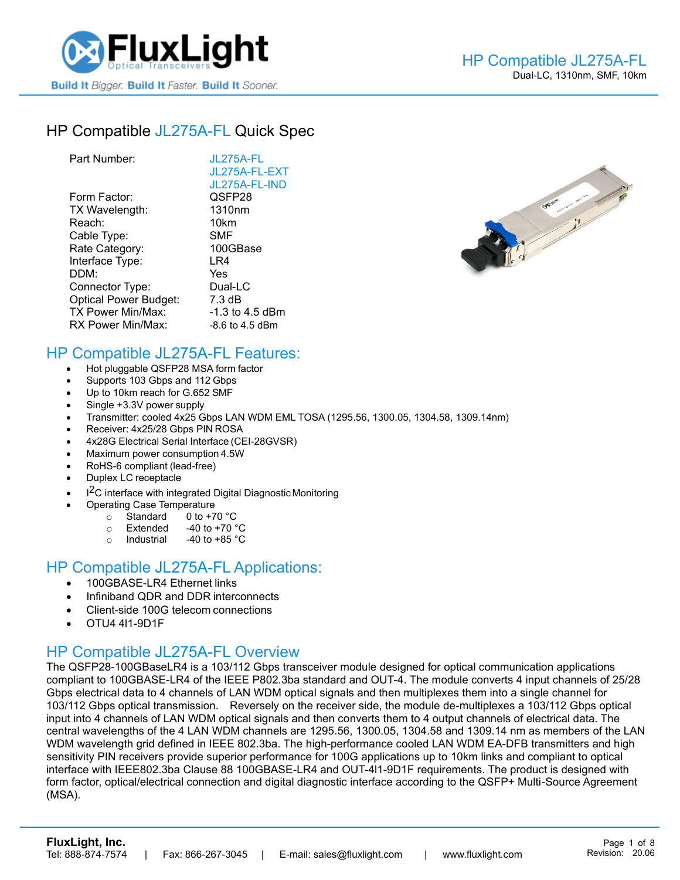# HP Compatible JL275A-FL Quick Spec

| | |
|---|---|
| Part Number: | JL275A-FL<br>JL275A-FL-EXT<br>JL275A-FL-IND |
| Form Factor: | QSFP28 |
| TX Wavelength: | 1310nm |
| Reach: | 10km |
| Cable Type: | SMF |
| Rate Category: | 100GBase |
| Interface Type: | LR4 |
| DDM: | Yes |
| Connector Type: | Dual-LC |
| Optical Power Budget: | 7.3 dB |
| TX Power Min/Max: | -1.3 to 4.5 dBm |
| RX Power Min/Max: | -8.6 to 4.5 dBm |

## HP Compatible JL275A-FL Features:

- Hot pluggable QSFP28 MSA form factor
- Supports 103 Gbps and 112 Gbps
- Up to 10km reach for G.652 SMF
- Single +3.3V power supply
- Transmitter: cooled 4x25 Gbps LAN WDM EML TOSA (1295.56, 1300.05, 1304.58, 1309.14nm)
- Receiver: 4x25/28 Gbps PIN ROSA
- 4x28G Electrical Serial Interface (CEI-28GVSR)
- Maximum power consumption 4.5W
- RoHS-6 compliant (lead-free)
- Duplex LC receptacle
- I$^2$C interface with integrated Digital Diagnostic Monitoring
- Operating Case Temperature
  - Standard 0 to +70 °C
  - Extended -40 to +70 °C
  - Industrial -40 to +85 °C

## HP Compatible JL275A-FL Applications:

- 100GBASE-LR4 Ethernet links
- Infiniband QDR and DDR interconnects
- Client-side 100G telecom connections
- OTU4 4I1-9D1F

## HP Compatible JL275A-FL Overview

The QSFP28-100GBaseLR4 is a 103/112 Gbps transceiver module designed for optical communication applications compliant to 100GBASE-LR4 of the IEEE P802.3ba standard and OUT-4. The module converts 4 input channels of 25/28 Gbps electrical data to 4 channels of LAN WDM optical signals and then multiplexes them into a single channel for 103/112 Gbps optical transmission. Reversely on the receiver side, the module de-multiplexes a 103/112 Gbps optical input into 4 channels of LAN WDM optical signals and then converts them to 4 output channels of electrical data. The central wavelengths of the 4 LAN WDM channels are 1295.56, 1300.05, 1304.58 and 1309.14 nm as members of the LAN WDM wavelength grid defined in IEEE 802.3ba. The high-performance cooled LAN WDM EA-DFB transmitters and high sensitivity PIN receivers provide superior performance for 100G applications up to 10km links and compliant to optical interface with IEEE802.3ba Clause 88 100GBASE-LR4 and OUT-4I1-9D1F requirements. The product is designed with form factor, optical/electrical connection and digital diagnostic interface according to the QSFP+ Multi-Source Agreement (MSA).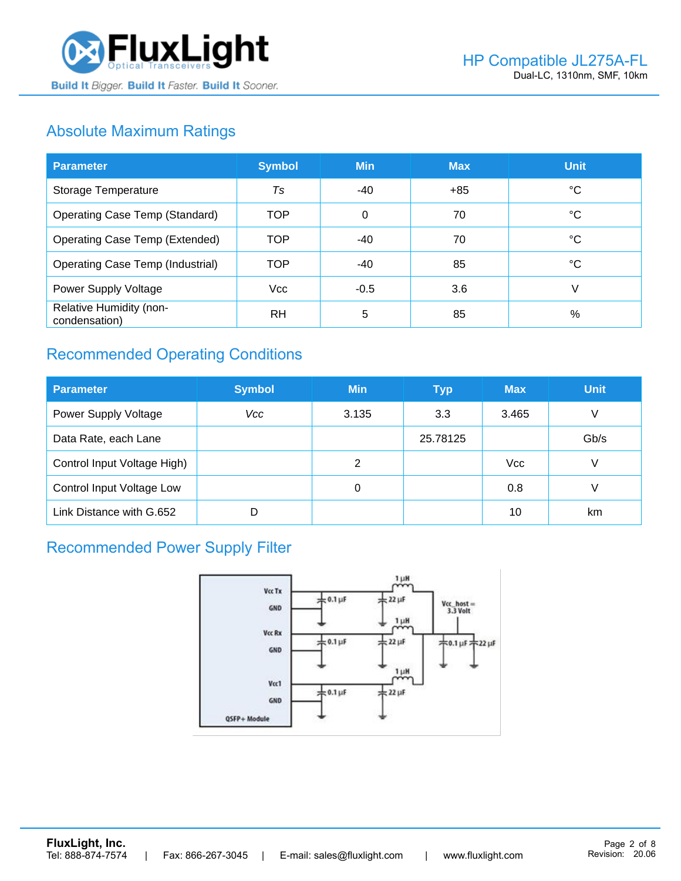## Absolute Maximum Ratings

| Parameter | Symbol | Min | Max | Unit |
|---|---|---|---|---|
| Storage Temperature | *Ts* | -40 | +85 | °C |
| Operating Case Temp (Standard) | TOP | 0 | 70 | °C |
| Operating Case Temp (Extended) | TOP | -40 | 70 | °C |
| Operating Case Temp (Industrial) | TOP | -40 | 85 | °C |
| Power Supply Voltage | Vcc | -0.5 | 3.6 | V |
| Relative Humidity (non-condensation) | RH | 5 | 85 | % |

## Recommended Operating Conditions

| Parameter | Symbol | Min | Typ | Max | Unit |
|---|---|---|---|---|---|
| Power Supply Voltage | *Vcc* | 3.135 | 3.3 | 3.465 | V |
| Data Rate, each Lane | | | 25.78125 | | Gb/s |
| Control Input Voltage High) | | 2 | | Vcc | V |
| Control Input Voltage Low | | 0 | | 0.8 | V |
| Link Distance with G.652 | D | | | 10 | km |

## Recommended Power Supply Filter

Vcc Tx, GND, Vcc Rx, GND, Vcc1, GND, QSFP+ Module, 0.1 µF, 22 µF, 1 µH, Vcc_host = 3.3 Volt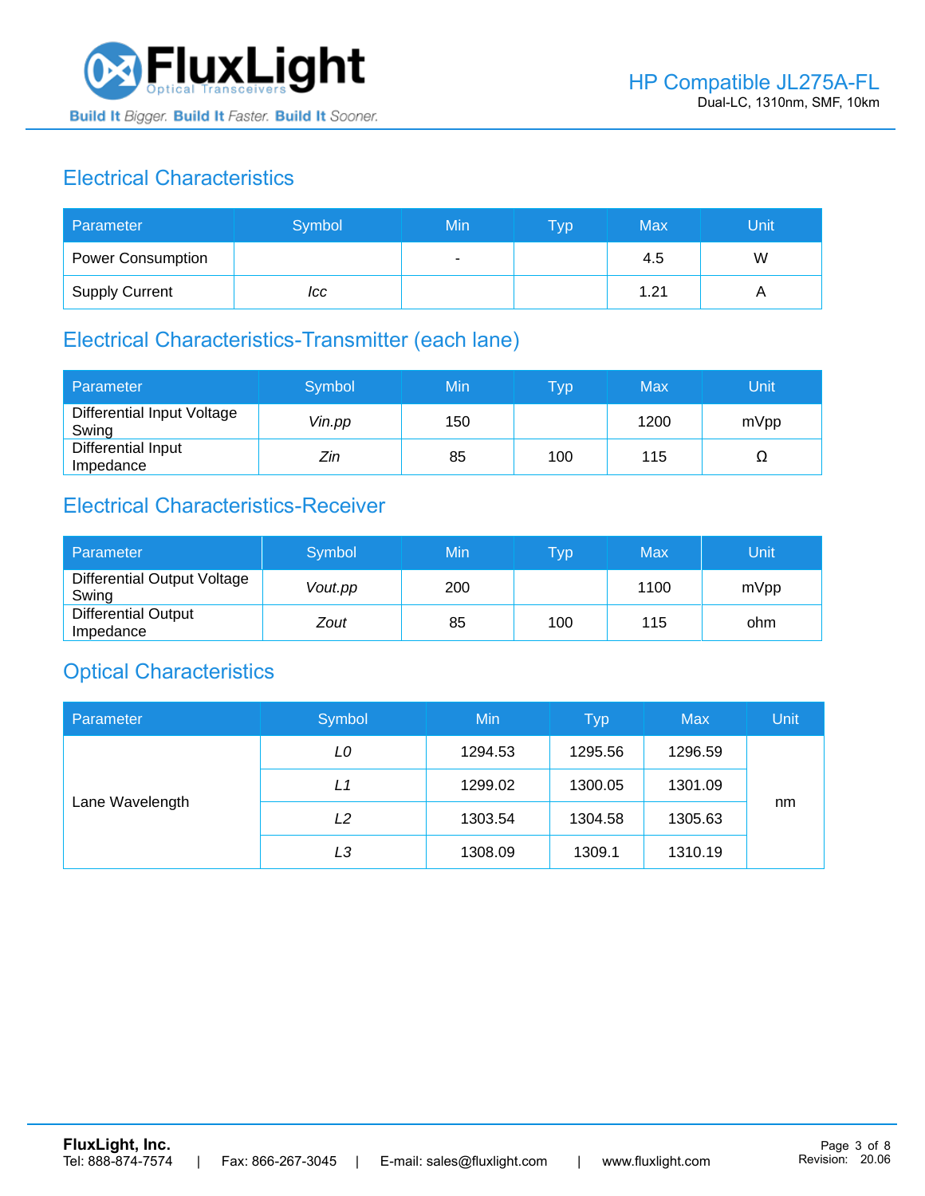## Electrical Characteristics

| Parameter | Symbol | Min | Typ | Max | Unit |
|---|---|---|---|---|---|
| Power Consumption | | - | | 4.5 | W |
| Supply Current | *Icc* | | | 1.21 | A |

## Electrical Characteristics-Transmitter (each lane)

| Parameter | Symbol | Min | Typ | Max | Unit |
|---|---|---|---|---|---|
| Differential Input Voltage Swing | *Vin.pp* | 150 | | 1200 | mVpp |
| Differential Input Impedance | *Zin* | 85 | 100 | 115 | Ω |

## Electrical Characteristics-Receiver

| Parameter | Symbol | Min | Typ | Max | Unit |
|---|---|---|---|---|---|
| Differential Output Voltage Swing | *Vout.pp* | 200 | | 1100 | mVpp |
| Differential Output Impedance | *Zout* | 85 | 100 | 115 | ohm |

## Optical Characteristics

| Parameter | Symbol | Min | Typ | Max | Unit |
|---|---|---|---|---|---|
| Lane Wavelength | *L0* | 1294.53 | 1295.56 | 1296.59 | nm |
| | *L1* | 1299.02 | 1300.05 | 1301.09 | |
| | *L2* | 1303.54 | 1304.58 | 1305.63 | |
| | *L3* | 1308.09 | 1309.1 | 1310.19 | |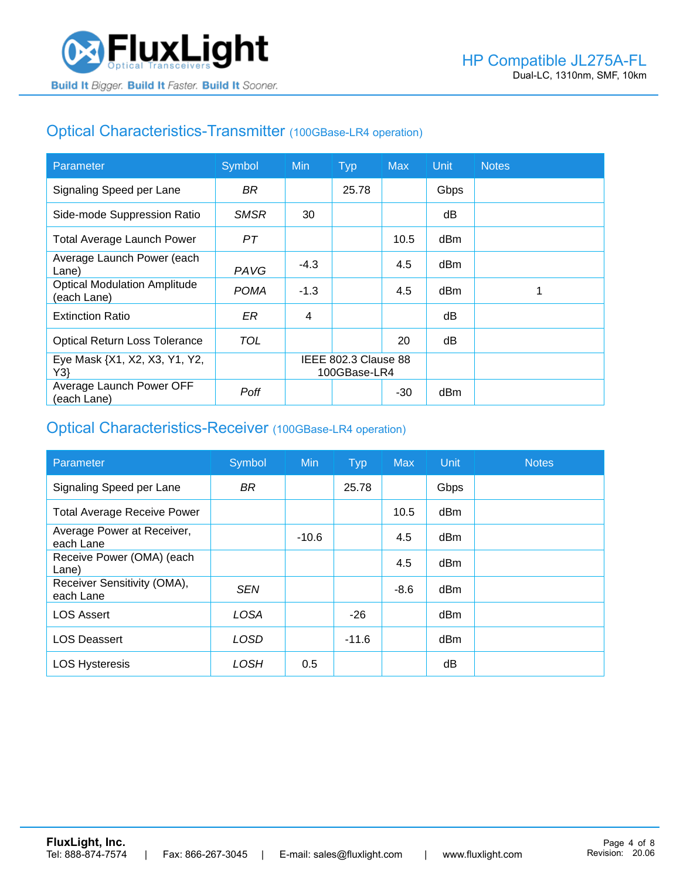## Optical Characteristics-Transmitter (100GBase-LR4 operation)

| Parameter | Symbol | Min | Typ | Max | Unit | Notes |
|---|---|---|---|---|---|---|
| Signaling Speed per Lane | *BR* | | 25.78 | | Gbps | |
| Side-mode Suppression Ratio | *SMSR* | 30 | | | dB | |
| Total Average Launch Power | *PT* | | | 10.5 | dBm | |
| Average Launch Power (each Lane) | *PAVG* | -4.3 | | 4.5 | dBm | |
| Optical Modulation Amplitude (each Lane) | *POMA* | -1.3 | | 4.5 | dBm | 1 |
| Extinction Ratio | *ER* | 4 | | | dB | |
| Optical Return Loss Tolerance | *TOL* | | | 20 | dB | |
| Eye Mask {X1, X2, X3, Y1, Y2, Y3} | | IEEE 802.3 Clause 88 100GBase-LR4 | | | | |
| Average Launch Power OFF (each Lane) | *Poff* | | | -30 | dBm | |

## Optical Characteristics-Receiver (100GBase-LR4 operation)

| Parameter | Symbol | Min | Typ | Max | Unit | Notes |
|---|---|---|---|---|---|---|
| Signaling Speed per Lane | *BR* | | 25.78 | | Gbps | |
| Total Average Receive Power | | | | 10.5 | dBm | |
| Average Power at Receiver, each Lane | | -10.6 | | 4.5 | dBm | |
| Receive Power (OMA) (each Lane) | | | | 4.5 | dBm | |
| Receiver Sensitivity (OMA), each Lane | *SEN* | | | -8.6 | dBm | |
| LOS Assert | *LOSA* | | -26 | | dBm | |
| LOS Deassert | *LOSD* | | -11.6 | | dBm | |
| LOS Hysteresis | *LOSH* | 0.5 | | | dB | |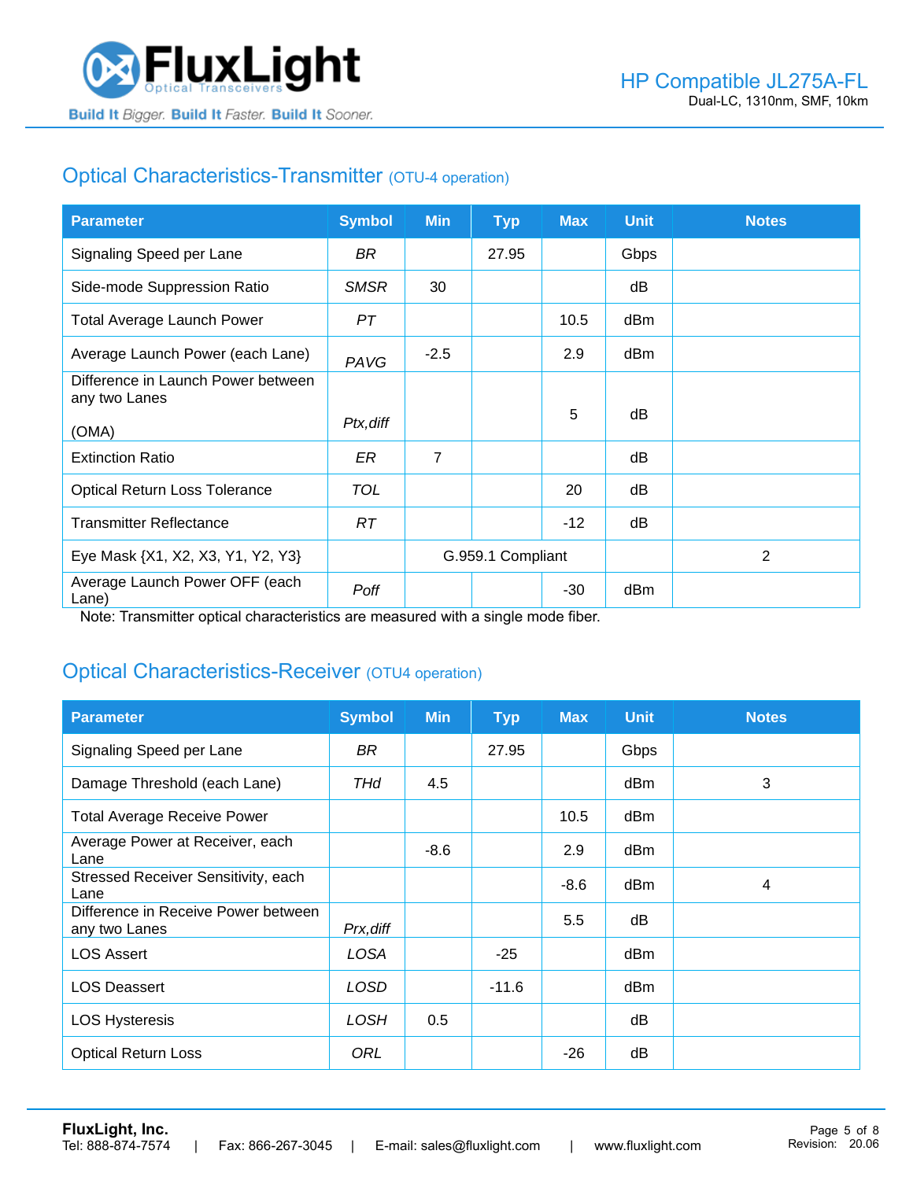## Optical Characteristics-Transmitter (OTU-4 operation)

| Parameter | Symbol | Min | Typ | Max | Unit | Notes |
|---|---|---|---|---|---|---|
| Signaling Speed per Lane | *BR* | | 27.95 | | Gbps | |
| Side-mode Suppression Ratio | *SMSR* | 30 | | | dB | |
| Total Average Launch Power | *PT* | | | 10.5 | dBm | |
| Average Launch Power (each Lane) | *PAVG* | -2.5 | | 2.9 | dBm | |
| Difference in Launch Power between any two Lanes (OMA) | *Ptx,diff* | | | 5 | dB | |
| Extinction Ratio | *ER* | 7 | | | dB | |
| Optical Return Loss Tolerance | *TOL* | | | 20 | dB | |
| Transmitter Reflectance | *RT* | | | -12 | dB | |
| Eye Mask {X1, X2, X3, Y1, Y2, Y3} | | G.959.1 Compliant | | | | 2 |
| Average Launch Power OFF (each Lane) | *Poff* | | | -30 | dBm | |

Note: Transmitter optical characteristics are measured with a single mode fiber.

## Optical Characteristics-Receiver (OTU4 operation)

| Parameter | Symbol | Min | Typ | Max | Unit | Notes |
|---|---|---|---|---|---|---|
| Signaling Speed per Lane | *BR* | | 27.95 | | Gbps | |
| Damage Threshold (each Lane) | *THd* | 4.5 | | | dBm | 3 |
| Total Average Receive Power | | | | 10.5 | dBm | |
| Average Power at Receiver, each Lane | | -8.6 | | 2.9 | dBm | |
| Stressed Receiver Sensitivity, each Lane | | | | -8.6 | dBm | 4 |
| Difference in Receive Power between any two Lanes | *Prx,diff* | | | 5.5 | dB | |
| LOS Assert | *LOSA* | | -25 | | dBm | |
| LOS Deassert | *LOSD* | | -11.6 | | dBm | |
| LOS Hysteresis | *LOSH* | 0.5 | | | dB | |
| Optical Return Loss | *ORL* | | | -26 | dB | |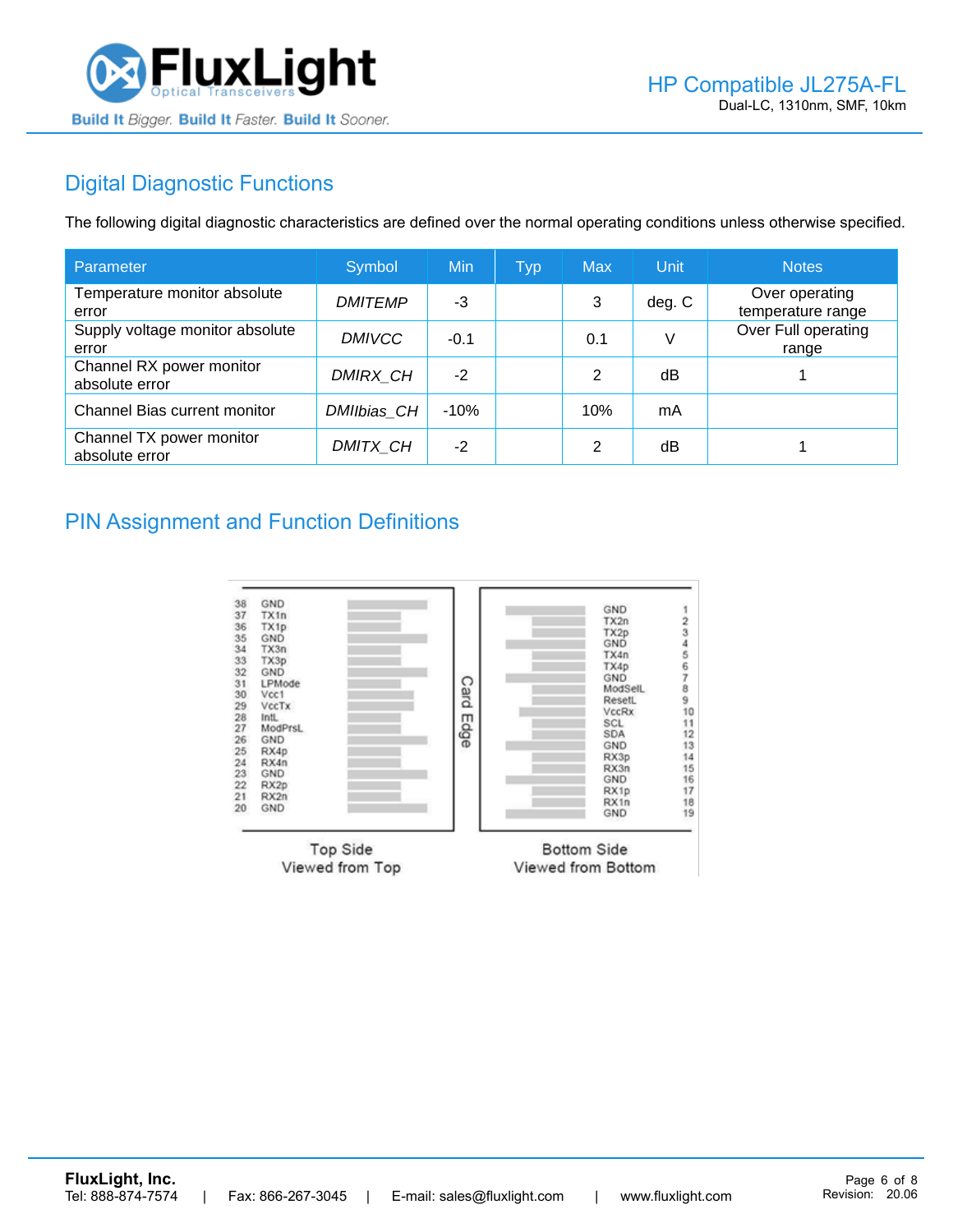## Digital Diagnostic Functions

The following digital diagnostic characteristics are defined over the normal operating conditions unless otherwise specified.

| Parameter | Symbol | Min | Typ | Max | Unit | Notes |
|---|---|---|---|---|---|---|
| Temperature monitor absolute error | *DMITEMP* | -3 | | 3 | deg. C | Over operating temperature range |
| Supply voltage monitor absolute error | *DMIVCC* | -0.1 | | 0.1 | V | Over Full operating range |
| Channel RX power monitor absolute error | *DMIRX_CH* | -2 | | 2 | dB | 1 |
| Channel Bias current monitor | *DMIIbias_CH* | -10% | | 10% | mA | |
| Channel TX power monitor absolute error | *DMITX_CH* | -2 | | 2 | dB | 1 |

## PIN Assignment and Function Definitions

| Top Side (Pin) | Signal | Bottom Side (Pin) | Signal |
|---|---|---|---|
| 38 | GND | 1 | GND |
| 37 | TX1n | 2 | TX2n |
| 36 | TX1p | 3 | TX2p |
| 35 | GND | 4 | GND |
| 34 | TX3n | 5 | TX4n |
| 33 | TX3p | 6 | TX4p |
| 32 | GND | 7 | GND |
| 31 | LPMode | 8 | ModSelL |
| 30 | Vcc1 | 9 | ResetL |
| 29 | VccTx | 10 | VccRx |
| 28 | IntL | 11 | SCL |
| 27 | ModPrsL | 12 | SDA |
| 26 | GND | 13 | GND |
| 25 | RX4p | 14 | RX3p |
| 24 | RX4n | 15 | RX3n |
| 23 | GND | 16 | GND |
| 22 | RX2p | 17 | RX1p |
| 21 | RX2n | 18 | RX1n |
| 20 | GND | 19 | GND |

Card Edge

Top Side
Viewed from Top

Bottom Side
Viewed from Bottom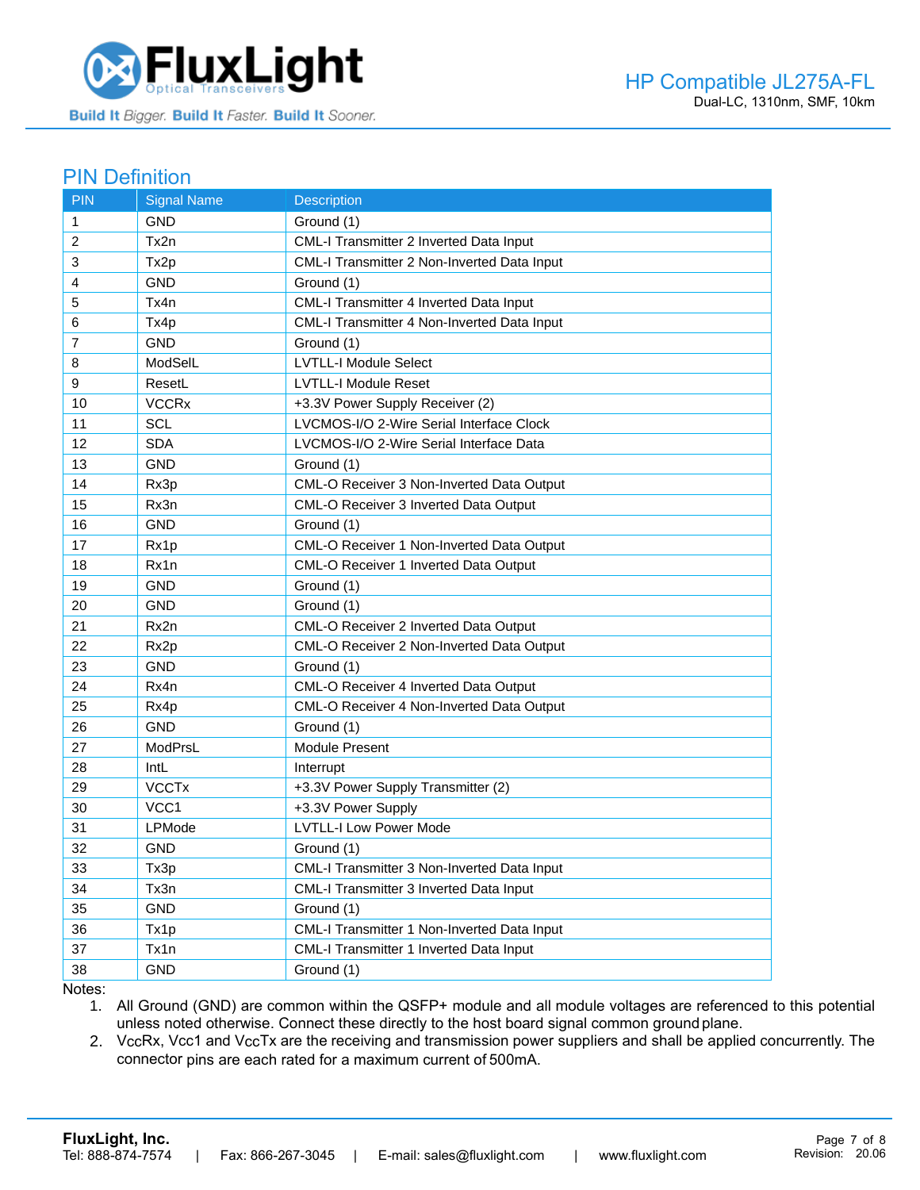## PIN Definition

| PIN | Signal Name | Description |
|---|---|---|
| 1 | GND | Ground (1) |
| 2 | Tx2n | CML-I Transmitter 2 Inverted Data Input |
| 3 | Tx2p | CML-I Transmitter 2 Non-Inverted Data Input |
| 4 | GND | Ground (1) |
| 5 | Tx4n | CML-I Transmitter 4 Inverted Data Input |
| 6 | Tx4p | CML-I Transmitter 4 Non-Inverted Data Input |
| 7 | GND | Ground (1) |
| 8 | ModSelL | LVTLL-I Module Select |
| 9 | ResetL | LVTLL-I Module Reset |
| 10 | VCCRx | +3.3V Power Supply Receiver (2) |
| 11 | SCL | LVCMOS-I/O 2-Wire Serial Interface Clock |
| 12 | SDA | LVCMOS-I/O 2-Wire Serial Interface Data |
| 13 | GND | Ground (1) |
| 14 | Rx3p | CML-O Receiver 3 Non-Inverted Data Output |
| 15 | Rx3n | CML-O Receiver 3 Inverted Data Output |
| 16 | GND | Ground (1) |
| 17 | Rx1p | CML-O Receiver 1 Non-Inverted Data Output |
| 18 | Rx1n | CML-O Receiver 1 Inverted Data Output |
| 19 | GND | Ground (1) |
| 20 | GND | Ground (1) |
| 21 | Rx2n | CML-O Receiver 2 Inverted Data Output |
| 22 | Rx2p | CML-O Receiver 2 Non-Inverted Data Output |
| 23 | GND | Ground (1) |
| 24 | Rx4n | CML-O Receiver 4 Inverted Data Output |
| 25 | Rx4p | CML-O Receiver 4 Non-Inverted Data Output |
| 26 | GND | Ground (1) |
| 27 | ModPrsL | Module Present |
| 28 | IntL | Interrupt |
| 29 | VCCTx | +3.3V Power Supply Transmitter (2) |
| 30 | VCC1 | +3.3V Power Supply |
| 31 | LPMode | LVTLL-I Low Power Mode |
| 32 | GND | Ground (1) |
| 33 | Tx3p | CML-I Transmitter 3 Non-Inverted Data Input |
| 34 | Tx3n | CML-I Transmitter 3 Inverted Data Input |
| 35 | GND | Ground (1) |
| 36 | Tx1p | CML-I Transmitter 1 Non-Inverted Data Input |
| 37 | Tx1n | CML-I Transmitter 1 Inverted Data Input |
| 38 | GND | Ground (1) |

Notes:

1. All Ground (GND) are common within the QSFP+ module and all module voltages are referenced to this potential unless noted otherwise. Connect these directly to the host board signal common ground plane.
2. VccRx, Vcc1 and VccTx are the receiving and transmission power suppliers and shall be applied concurrently. The connector pins are each rated for a maximum current of 500mA.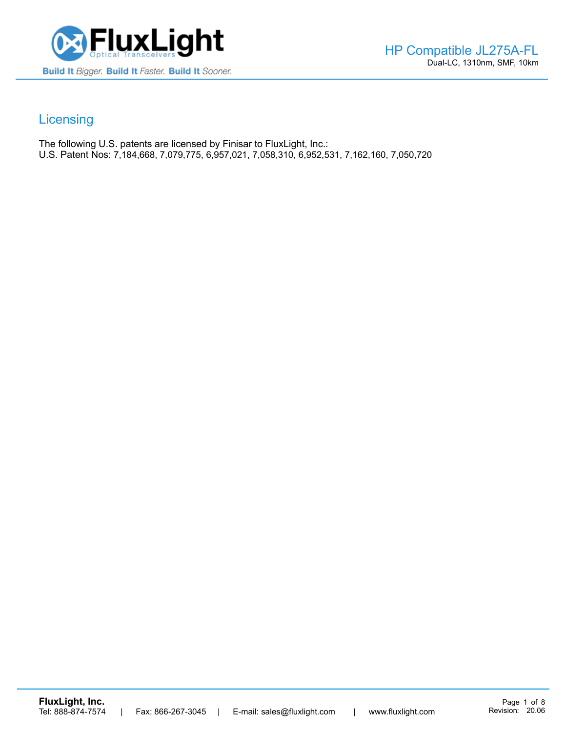## Licensing

The following U.S. patents are licensed by Finisar to FluxLight, Inc.:
U.S. Patent Nos: 7,184,668, 7,079,775, 6,957,021, 7,058,310, 6,952,531, 7,162,160, 7,050,720